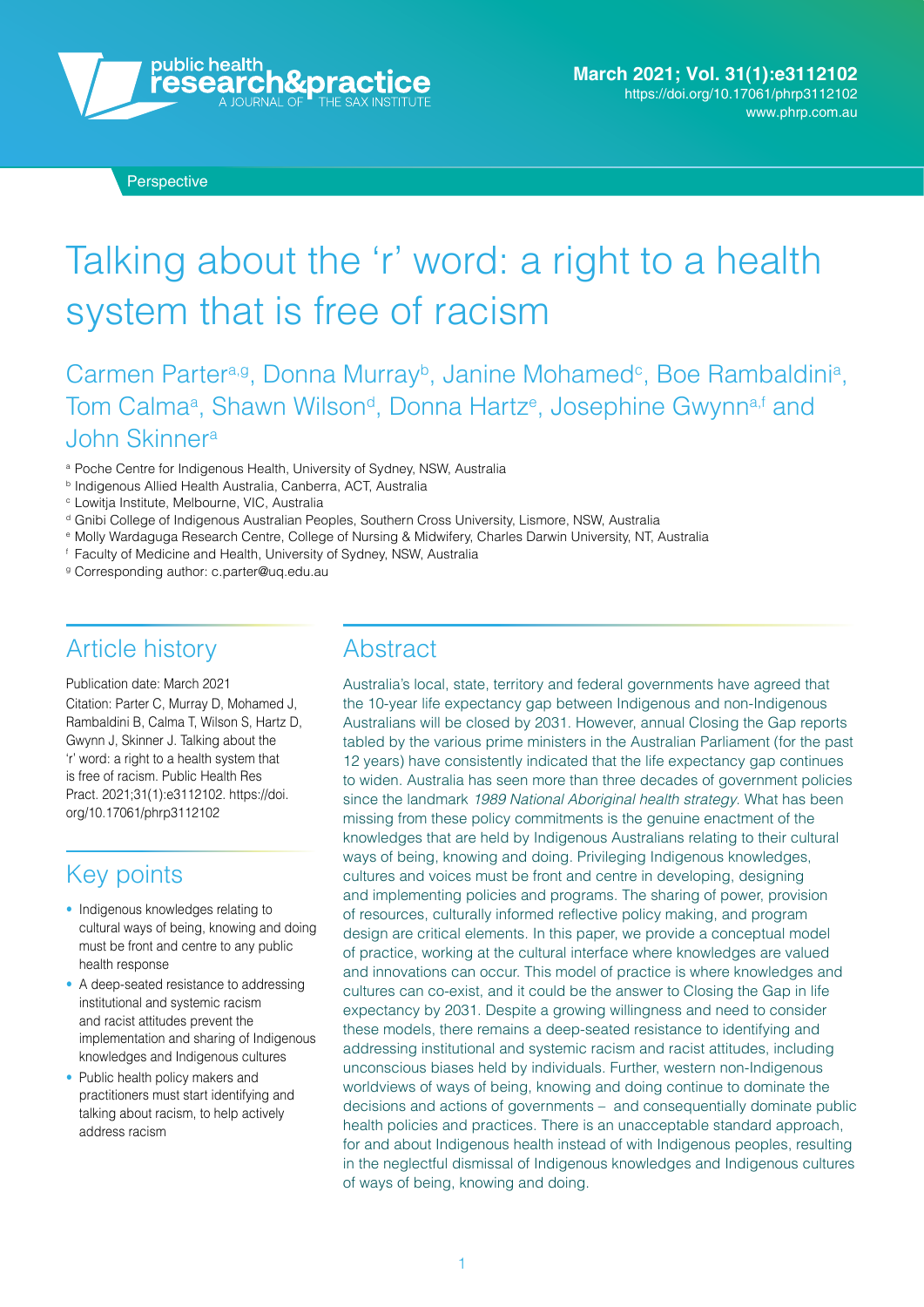Perspective

# Talking about the 'r' word: a right to a health system that is free of racism

Carmen Parter[a,g], Donna Murray[b], Janine Mohamed[c], Boe Rambaldini[a], Tom Calma[a], Shawn Wilson[d], Donna Hartz[e], Josephine Gwynn[a,f] and John Skinner[a]

[a] Poche Centre for Indigenous Health, University of Sydney, NSW, Australia
[b] Indigenous Allied Health Australia, Canberra, ACT, Australia
[c] Lowitja Institute, Melbourne, VIC, Australia
[d] Gnibi College of Indigenous Australian Peoples, Southern Cross University, Lismore, NSW, Australia
[e] Molly Wardaguga Research Centre, College of Nursing & Midwifery, Charles Darwin University, NT, Australia
[f] Faculty of Medicine and Health, University of Sydney, NSW, Australia
[g] Corresponding author: c.parter@uq.edu.au

## Article history

Publication date: March 2021

Citation: Parter C, Murray D, Mohamed J, Rambaldini B, Calma T, Wilson S, Hartz D, Gwynn J, Skinner J. Talking about the 'r' word: a right to a health system that is free of racism. Public Health Res Pract. 2021;31(1):e3112102. https://doi.org/10.17061/phrp3112102

## Key points

- Indigenous knowledges relating to cultural ways of being, knowing and doing must be front and centre to any public health response
- A deep-seated resistance to addressing institutional and systemic racism and racist attitudes prevent the implementation and sharing of Indigenous knowledges and Indigenous cultures
- Public health policy makers and practitioners must start identifying and talking about racism, to help actively address racism

## Abstract

Australia's local, state, territory and federal governments have agreed that the 10-year life expectancy gap between Indigenous and non-Indigenous Australians will be closed by 2031. However, annual Closing the Gap reports tabled by the various prime ministers in the Australian Parliament (for the past 12 years) have consistently indicated that the life expectancy gap continues to widen. Australia has seen more than three decades of government policies since the landmark *1989 National Aboriginal health strategy*. What has been missing from these policy commitments is the genuine enactment of the knowledges that are held by Indigenous Australians relating to their cultural ways of being, knowing and doing. Privileging Indigenous knowledges, cultures and voices must be front and centre in developing, designing and implementing policies and programs. The sharing of power, provision of resources, culturally informed reflective policy making, and program design are critical elements. In this paper, we provide a conceptual model of practice, working at the cultural interface where knowledges are valued and innovations can occur. This model of practice is where knowledges and cultures can co-exist, and it could be the answer to Closing the Gap in life expectancy by 2031. Despite a growing willingness and need to consider these models, there remains a deep-seated resistance to identifying and addressing institutional and systemic racism and racist attitudes, including unconscious biases held by individuals. Further, western non-Indigenous worldviews of ways of being, knowing and doing continue to dominate the decisions and actions of governments – and consequentially dominate public health policies and practices. There is an unacceptable standard approach, for and about Indigenous health instead of with Indigenous peoples, resulting in the neglectful dismissal of Indigenous knowledges and Indigenous cultures of ways of being, knowing and doing.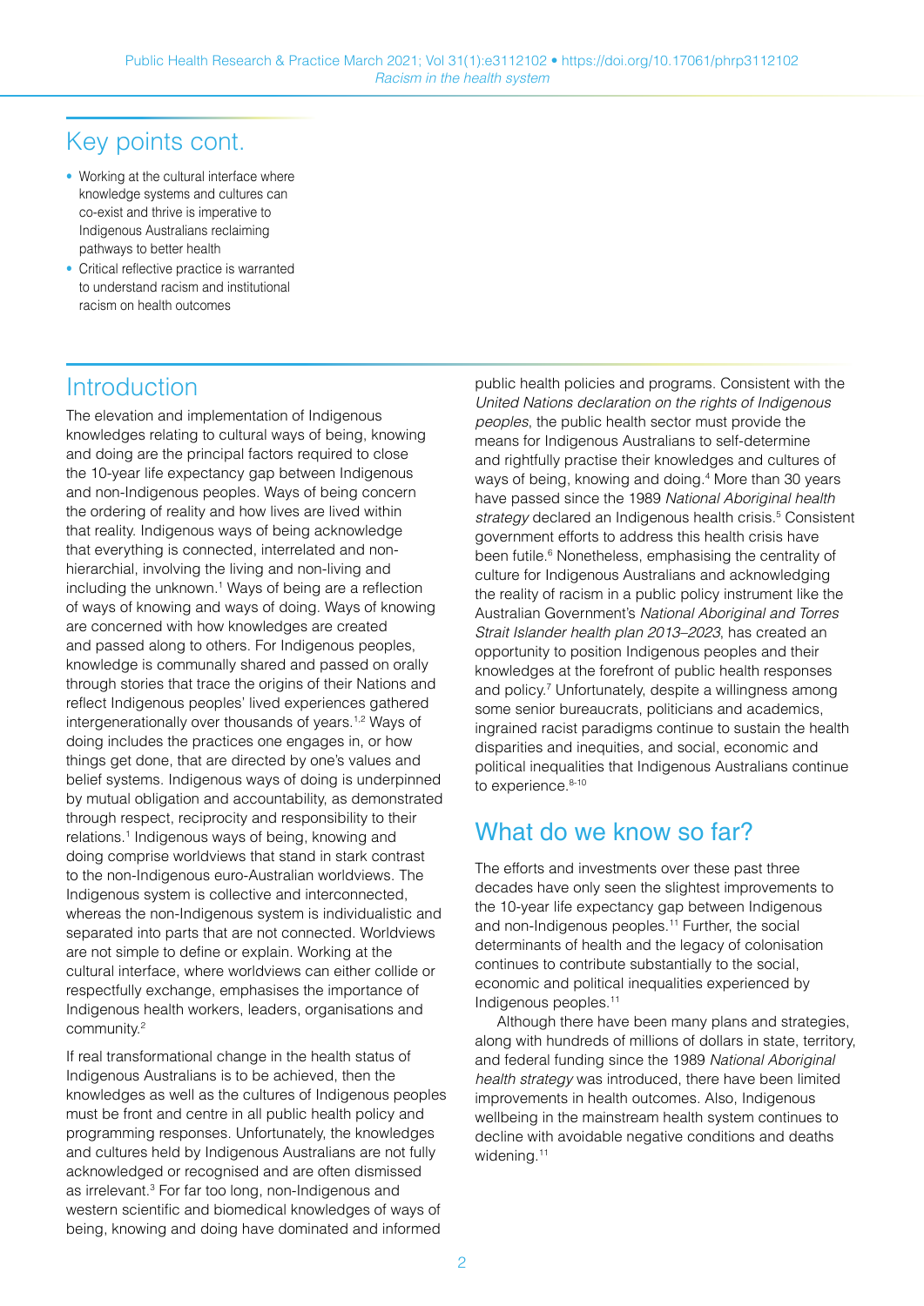## Key points cont.

- Working at the cultural interface where knowledge systems and cultures can co-exist and thrive is imperative to Indigenous Australians reclaiming pathways to better health
- Critical reflective practice is warranted to understand racism and institutional racism on health outcomes

## Introduction

The elevation and implementation of Indigenous knowledges relating to cultural ways of being, knowing and doing are the principal factors required to close the 10-year life expectancy gap between Indigenous and non-Indigenous peoples. Ways of being concern the ordering of reality and how lives are lived within that reality. Indigenous ways of being acknowledge that everything is connected, interrelated and non-hierarchial, involving the living and non-living and including the unknown.[1] Ways of being are a reflection of ways of knowing and ways of doing. Ways of knowing are concerned with how knowledges are created and passed along to others. For Indigenous peoples, knowledge is communally shared and passed on orally through stories that trace the origins of their Nations and reflect Indigenous peoples' lived experiences gathered intergenerationally over thousands of years.[1,2] Ways of doing includes the practices one engages in, or how things get done, that are directed by one's values and belief systems. Indigenous ways of doing is underpinned by mutual obligation and accountability, as demonstrated through respect, reciprocity and responsibility to their relations.[1] Indigenous ways of being, knowing and doing comprise worldviews that stand in stark contrast to the non-Indigenous euro-Australian worldviews. The Indigenous system is collective and interconnected, whereas the non-Indigenous system is individualistic and separated into parts that are not connected. Worldviews are not simple to define or explain. Working at the cultural interface, where worldviews can either collide or respectfully exchange, emphasises the importance of Indigenous health workers, leaders, organisations and community.[2]

If real transformational change in the health status of Indigenous Australians is to be achieved, then the knowledges as well as the cultures of Indigenous peoples must be front and centre in all public health policy and programming responses. Unfortunately, the knowledges and cultures held by Indigenous Australians are not fully acknowledged or recognised and are often dismissed as irrelevant.[3] For far too long, non-Indigenous and western scientific and biomedical knowledges of ways of being, knowing and doing have dominated and informed public health policies and programs. Consistent with the *United Nations declaration on the rights of Indigenous peoples*, the public health sector must provide the means for Indigenous Australians to self-determine and rightfully practise their knowledges and cultures of ways of being, knowing and doing.[4] More than 30 years have passed since the 1989 *National Aboriginal health strategy* declared an Indigenous health crisis.[5] Consistent government efforts to address this health crisis have been futile.[6] Nonetheless, emphasising the centrality of culture for Indigenous Australians and acknowledging the reality of racism in a public policy instrument like the Australian Government's *National Aboriginal and Torres Strait Islander health plan 2013–2023*, has created an opportunity to position Indigenous peoples and their knowledges at the forefront of public health responses and policy.[7] Unfortunately, despite a willingness among some senior bureaucrats, politicians and academics, ingrained racist paradigms continue to sustain the health disparities and inequities, and social, economic and political inequalities that Indigenous Australians continue to experience.[8-10]

## What do we know so far?

The efforts and investments over these past three decades have only seen the slightest improvements to the 10-year life expectancy gap between Indigenous and non-Indigenous peoples.[11] Further, the social determinants of health and the legacy of colonisation continues to contribute substantially to the social, economic and political inequalities experienced by Indigenous peoples.[11]

Although there have been many plans and strategies, along with hundreds of millions of dollars in state, territory, and federal funding since the 1989 *National Aboriginal health strategy* was introduced, there have been limited improvements in health outcomes. Also, Indigenous wellbeing in the mainstream health system continues to decline with avoidable negative conditions and deaths widening.[11]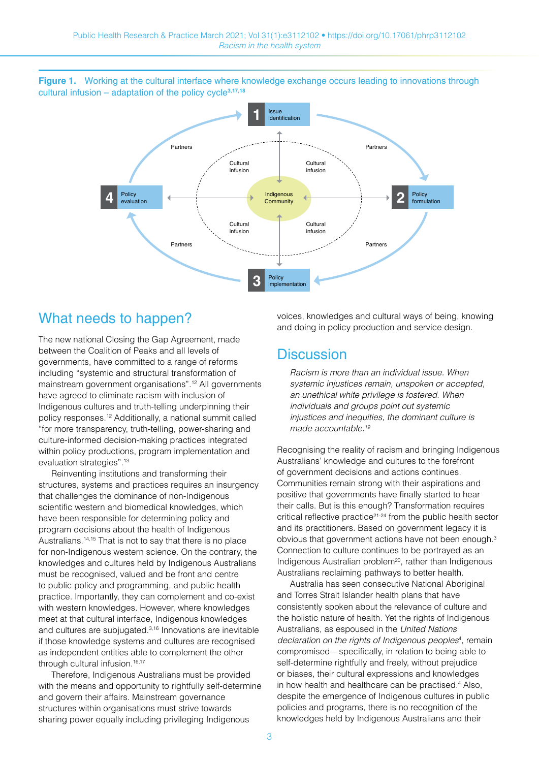**Figure 1.** Working at the cultural interface where knowledge exchange occurs leading to innovations through cultural infusion – adaptation of the policy cycle[3,17,18]

## What needs to happen?

The new national Closing the Gap Agreement, made between the Coalition of Peaks and all levels of governments, have committed to a range of reforms including "systemic and structural transformation of mainstream government organisations".[12] All governments have agreed to eliminate racism with inclusion of Indigenous cultures and truth-telling underpinning their policy responses.[12] Additionally, a national summit called "for more transparency, truth-telling, power-sharing and culture-informed decision-making practices integrated within policy productions, program implementation and evaluation strategies".[13]

Reinventing institutions and transforming their structures, systems and practices requires an insurgency that challenges the dominance of non-Indigenous scientific western and biomedical knowledges, which have been responsible for determining policy and program decisions about the health of Indigenous Australians.[14,15] That is not to say that there is no place for non-Indigenous western science. On the contrary, the knowledges and cultures held by Indigenous Australians must be recognised, valued and be front and centre to public policy and programming, and public health practice. Importantly, they can complement and co-exist with western knowledges. However, where knowledges meet at that cultural interface, Indigenous knowledges and cultures are subjugated.[3,16] Innovations are inevitable if those knowledge systems and cultures are recognised as independent entities able to complement the other through cultural infusion.[16,17]

Therefore, Indigenous Australians must be provided with the means and opportunity to rightfully self-determine and govern their affairs. Mainstream governance structures within organisations must strive towards sharing power equally including privileging Indigenous voices, knowledges and cultural ways of being, knowing and doing in policy production and service design.

## Discussion

> *Racism is more than an individual issue. When systemic injustices remain, unspoken or accepted, an unethical white privilege is fostered. When individuals and groups point out systemic injustices and inequities, the dominant culture is made accountable.*[19]

Recognising the reality of racism and bringing Indigenous Australians' knowledge and cultures to the forefront of government decisions and actions continues. Communities remain strong with their aspirations and positive that governments have finally started to hear their calls. But is this enough? Transformation requires critical reflective practice[21-24] from the public health sector and its practitioners. Based on government legacy it is obvious that government actions have not been enough.[3] Connection to culture continues to be portrayed as an Indigenous Australian problem[20], rather than Indigenous Australians reclaiming pathways to better health.

Australia has seen consecutive National Aboriginal and Torres Strait Islander health plans that have consistently spoken about the relevance of culture and the holistic nature of health. Yet the rights of Indigenous Australians, as espoused in the *United Nations declaration on the rights of Indigenous peoples*[4], remain compromised – specifically, in relation to being able to self-determine rightfully and freely, without prejudice or biases, their cultural expressions and knowledges in how health and healthcare can be practised.[4] Also, despite the emergence of Indigenous cultures in public policies and programs, there is no recognition of the knowledges held by Indigenous Australians and their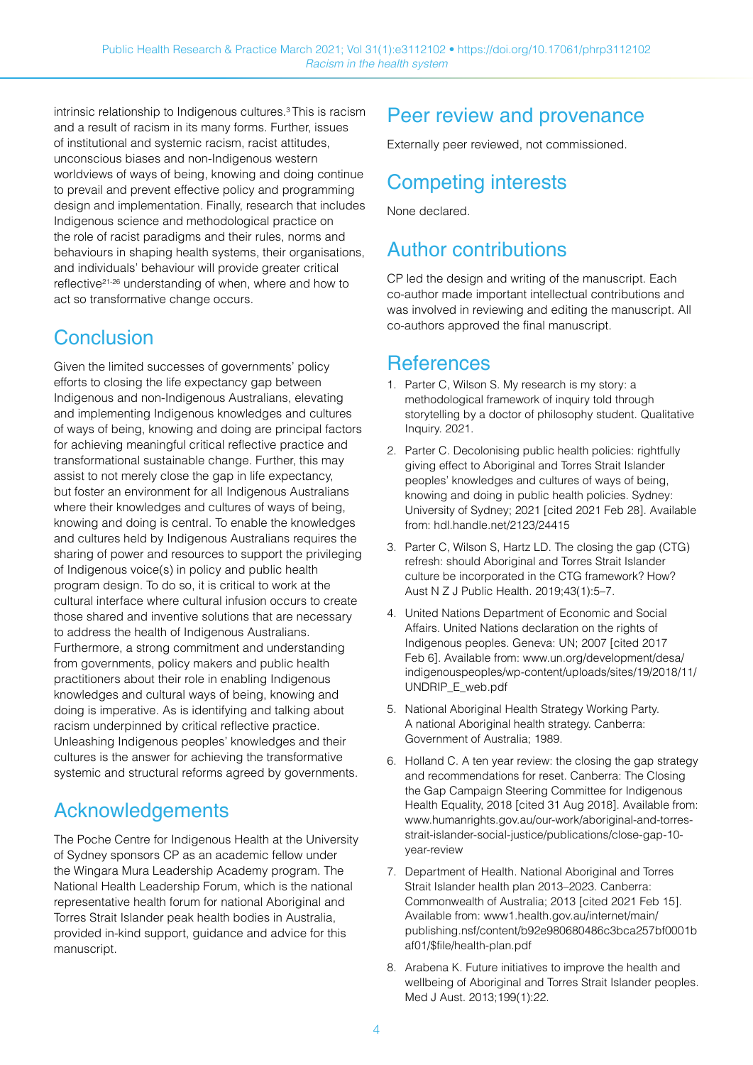intrinsic relationship to Indigenous cultures.[3] This is racism and a result of racism in its many forms. Further, issues of institutional and systemic racism, racist attitudes, unconscious biases and non-Indigenous western worldviews of ways of being, knowing and doing continue to prevail and prevent effective policy and programming design and implementation. Finally, research that includes Indigenous science and methodological practice on the role of racist paradigms and their rules, norms and behaviours in shaping health systems, their organisations, and individuals' behaviour will provide greater critical reflective[21-26] understanding of when, where and how to act so transformative change occurs.

## Conclusion

Given the limited successes of governments' policy efforts to closing the life expectancy gap between Indigenous and non-Indigenous Australians, elevating and implementing Indigenous knowledges and cultures of ways of being, knowing and doing are principal factors for achieving meaningful critical reflective practice and transformational sustainable change. Further, this may assist to not merely close the gap in life expectancy, but foster an environment for all Indigenous Australians where their knowledges and cultures of ways of being, knowing and doing is central. To enable the knowledges and cultures held by Indigenous Australians requires the sharing of power and resources to support the privileging of Indigenous voice(s) in policy and public health program design. To do so, it is critical to work at the cultural interface where cultural infusion occurs to create those shared and inventive solutions that are necessary to address the health of Indigenous Australians. Furthermore, a strong commitment and understanding from governments, policy makers and public health practitioners about their role in enabling Indigenous knowledges and cultural ways of being, knowing and doing is imperative. As is identifying and talking about racism underpinned by critical reflective practice. Unleashing Indigenous peoples' knowledges and their cultures is the answer for achieving the transformative systemic and structural reforms agreed by governments.

## Acknowledgements

The Poche Centre for Indigenous Health at the University of Sydney sponsors CP as an academic fellow under the Wingara Mura Leadership Academy program. The National Health Leadership Forum, which is the national representative health forum for national Aboriginal and Torres Strait Islander peak health bodies in Australia, provided in-kind support, guidance and advice for this manuscript.

## Peer review and provenance

Externally peer reviewed, not commissioned.

## Competing interests

None declared.

## Author contributions

CP led the design and writing of the manuscript. Each co-author made important intellectual contributions and was involved in reviewing and editing the manuscript. All co-authors approved the final manuscript.

## References

1. Parter C, Wilson S. My research is my story: a methodological framework of inquiry told through storytelling by a doctor of philosophy student. Qualitative Inquiry. 2021.
2. Parter C. Decolonising public health policies: rightfully giving effect to Aboriginal and Torres Strait Islander peoples' knowledges and cultures of ways of being, knowing and doing in public health policies. Sydney: University of Sydney; 2021 [cited 2021 Feb 28]. Available from: hdl.handle.net/2123/24415
3. Parter C, Wilson S, Hartz LD. The closing the gap (CTG) refresh: should Aboriginal and Torres Strait Islander culture be incorporated in the CTG framework? How? Aust N Z J Public Health. 2019;43(1):5–7.
4. United Nations Department of Economic and Social Affairs. United Nations declaration on the rights of Indigenous peoples. Geneva: UN; 2007 [cited 2017 Feb 6]. Available from: www.un.org/development/desa/indigenouspeoples/wp-content/uploads/sites/19/2018/11/UNDRIP_E_web.pdf
5. National Aboriginal Health Strategy Working Party. A national Aboriginal health strategy. Canberra: Government of Australia; 1989.
6. Holland C. A ten year review: the closing the gap strategy and recommendations for reset. Canberra: The Closing the Gap Campaign Steering Committee for Indigenous Health Equality, 2018 [cited 31 Aug 2018]. Available from: www.humanrights.gov.au/our-work/aboriginal-and-torres-strait-islander-social-justice/publications/close-gap-10-year-review
7. Department of Health. National Aboriginal and Torres Strait Islander health plan 2013–2023. Canberra: Commonwealth of Australia; 2013 [cited 2021 Feb 15]. Available from: www1.health.gov.au/internet/main/publishing.nsf/content/b92e980680486c3bca257bf0001baf01/$file/health-plan.pdf
8. Arabena K. Future initiatives to improve the health and wellbeing of Aboriginal and Torres Strait Islander peoples. Med J Aust. 2013;199(1):22.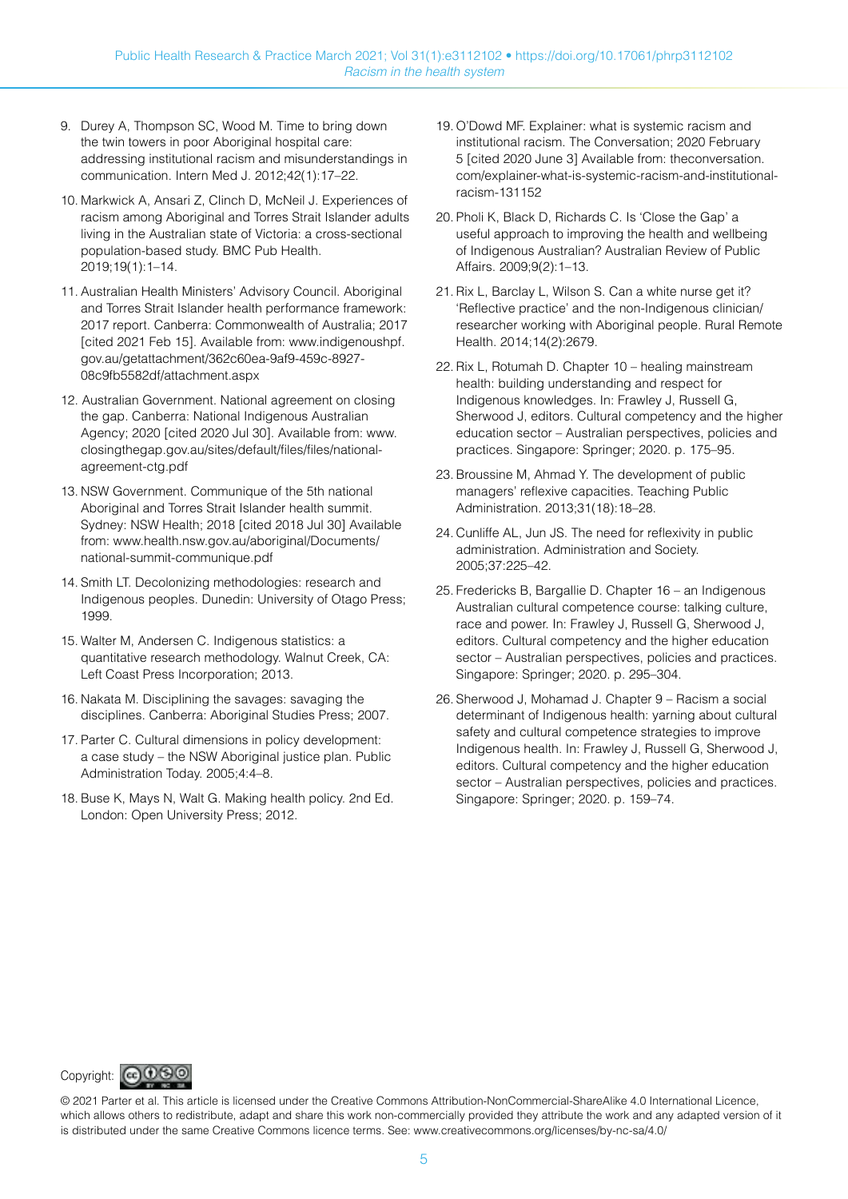9. Durey A, Thompson SC, Wood M. Time to bring down the twin towers in poor Aboriginal hospital care: addressing institutional racism and misunderstandings in communication. Intern Med J. 2012;42(1):17–22.
10. Markwick A, Ansari Z, Clinch D, McNeil J. Experiences of racism among Aboriginal and Torres Strait Islander adults living in the Australian state of Victoria: a cross-sectional population-based study. BMC Pub Health. 2019;19(1):1–14.
11. Australian Health Ministers' Advisory Council. Aboriginal and Torres Strait Islander health performance framework: 2017 report. Canberra: Commonwealth of Australia; 2017 [cited 2021 Feb 15]. Available from: www.indigenoushpf.gov.au/getattachment/362c60ea-9af9-459c-8927-08c9fb5582df/attachment.aspx
12. Australian Government. National agreement on closing the gap. Canberra: National Indigenous Australian Agency; 2020 [cited 2020 Jul 30]. Available from: www.closingthegap.gov.au/sites/default/files/files/national-agreement-ctg.pdf
13. NSW Government. Communique of the 5th national Aboriginal and Torres Strait Islander health summit. Sydney: NSW Health; 2018 [cited 2018 Jul 30] Available from: www.health.nsw.gov.au/aboriginal/Documents/national-summit-communique.pdf
14. Smith LT. Decolonizing methodologies: research and Indigenous peoples. Dunedin: University of Otago Press; 1999.
15. Walter M, Andersen C. Indigenous statistics: a quantitative research methodology. Walnut Creek, CA: Left Coast Press Incorporation; 2013.
16. Nakata M. Disciplining the savages: savaging the disciplines. Canberra: Aboriginal Studies Press; 2007.
17. Parter C. Cultural dimensions in policy development: a case study – the NSW Aboriginal justice plan. Public Administration Today. 2005;4:4–8.
18. Buse K, Mays N, Walt G. Making health policy. 2nd Ed. London: Open University Press; 2012.
19. O'Dowd MF. Explainer: what is systemic racism and institutional racism. The Conversation; 2020 February 5 [cited 2020 June 3] Available from: theconversation.com/explainer-what-is-systemic-racism-and-institutional-racism-131152
20. Pholi K, Black D, Richards C. Is 'Close the Gap' a useful approach to improving the health and wellbeing of Indigenous Australian? Australian Review of Public Affairs. 2009;9(2):1–13.
21. Rix L, Barclay L, Wilson S. Can a white nurse get it? 'Reflective practice' and the non-Indigenous clinician/researcher working with Aboriginal people. Rural Remote Health. 2014;14(2):2679.
22. Rix L, Rotumah D. Chapter 10 – healing mainstream health: building understanding and respect for Indigenous knowledges. In: Frawley J, Russell G, Sherwood J, editors. Cultural competency and the higher education sector – Australian perspectives, policies and practices. Singapore: Springer; 2020. p. 175–95.
23. Broussine M, Ahmad Y. The development of public managers' reflexive capacities. Teaching Public Administration. 2013;31(18):18–28.
24. Cunliffe AL, Jun JS. The need for reflexivity in public administration. Administration and Society. 2005;37:225–42.
25. Fredericks B, Bargallie D. Chapter 16 – an Indigenous Australian cultural competence course: talking culture, race and power. In: Frawley J, Russell G, Sherwood J, editors. Cultural competency and the higher education sector – Australian perspectives, policies and practices. Singapore: Springer; 2020. p. 295–304.
26. Sherwood J, Mohamad J. Chapter 9 – Racism a social determinant of Indigenous health: yarning about cultural safety and cultural competence strategies to improve Indigenous health. In: Frawley J, Russell G, Sherwood J, editors. Cultural competency and the higher education sector – Australian perspectives, policies and practices. Singapore: Springer; 2020. p. 159–74.

Copyright:

© 2021 Parter et al. This article is licensed under the Creative Commons Attribution-NonCommercial-ShareAlike 4.0 International Licence, which allows others to redistribute, adapt and share this work non-commercially provided they attribute the work and any adapted version of it is distributed under the same Creative Commons licence terms. See: www.creativecommons.org/licenses/by-nc-sa/4.0/